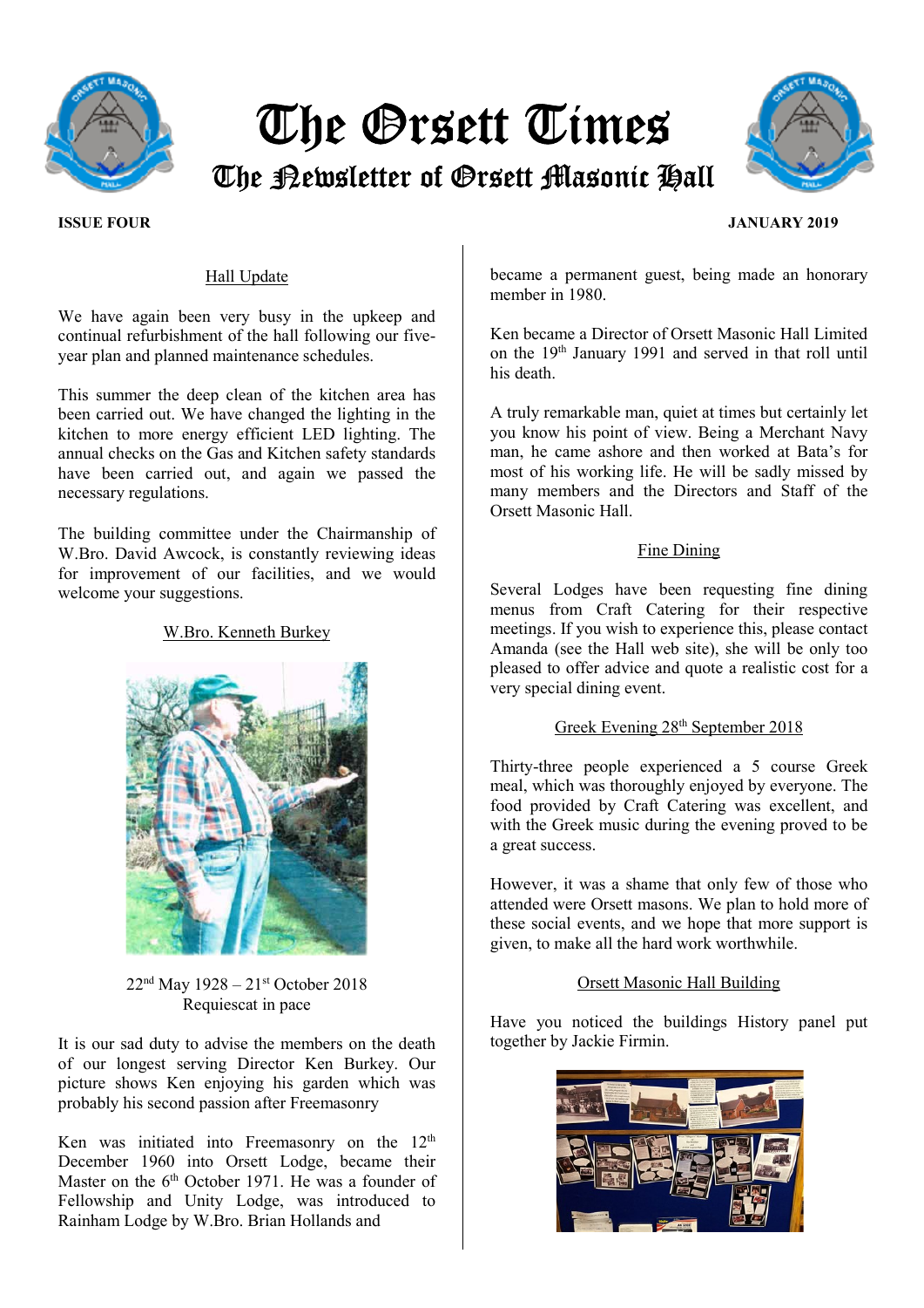# The Orsett Times

## The Newsletter of Orsett Masonic Hall

**ISSUE FOUR** **JANUARY 2019**

### Hall Update

We have again been very busy in the upkeep and continual refurbishment of the hall following our five-year plan and planned maintenance schedules.

This summer the deep clean of the kitchen area has been carried out. We have changed the lighting in the kitchen to more energy efficient LED lighting. The annual checks on the Gas and Kitchen safety standards have been carried out, and again we passed the necessary regulations.

The building committee under the Chairmanship of W.Bro. David Awcock, is constantly reviewing ideas for improvement of our facilities, and we would welcome your suggestions.

### W.Bro. Kenneth Burkey

22nd May 1928 – 21st October 2018
Requiescat in pace

It is our sad duty to advise the members on the death of our longest serving Director Ken Burkey. Our picture shows Ken enjoying his garden which was probably his second passion after Freemasonry

Ken was initiated into Freemasonry on the 12th December 1960 into Orsett Lodge, became their Master on the 6th October 1971. He was a founder of Fellowship and Unity Lodge, was introduced to Rainham Lodge by W.Bro. Brian Hollands and became a permanent guest, being made an honorary member in 1980.

Ken became a Director of Orsett Masonic Hall Limited on the 19th January 1991 and served in that roll until his death.

A truly remarkable man, quiet at times but certainly let you know his point of view. Being a Merchant Navy man, he came ashore and then worked at Bata's for most of his working life. He will be sadly missed by many members and the Directors and Staff of the Orsett Masonic Hall.

### Fine Dining

Several Lodges have been requesting fine dining menus from Craft Catering for their respective meetings. If you wish to experience this, please contact Amanda (see the Hall web site), she will be only too pleased to offer advice and quote a realistic cost for a very special dining event.

### Greek Evening 28th September 2018

Thirty-three people experienced a 5 course Greek meal, which was thoroughly enjoyed by everyone. The food provided by Craft Catering was excellent, and with the Greek music during the evening proved to be a great success.

However, it was a shame that only few of those who attended were Orsett masons. We plan to hold more of these social events, and we hope that more support is given, to make all the hard work worthwhile.

### Orsett Masonic Hall Building

Have you noticed the buildings History panel put together by Jackie Firmin.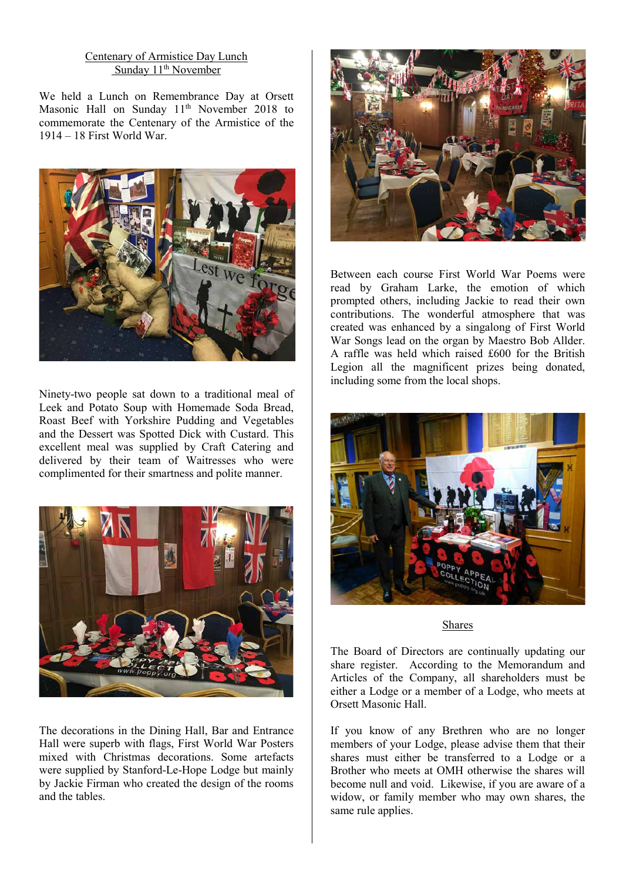## Centenary of Armistice Day Lunch
## Sunday 11th November

We held a Lunch on Remembrance Day at Orsett Masonic Hall on Sunday 11th November 2018 to commemorate the Centenary of the Armistice of the 1914 – 18 First World War.

Ninety-two people sat down to a traditional meal of Leek and Potato Soup with Homemade Soda Bread, Roast Beef with Yorkshire Pudding and Vegetables and the Dessert was Spotted Dick with Custard. This excellent meal was supplied by Craft Catering and delivered by their team of Waitresses who were complimented for their smartness and polite manner.

The decorations in the Dining Hall, Bar and Entrance Hall were superb with flags, First World War Posters mixed with Christmas decorations. Some artefacts were supplied by Stanford-Le-Hope Lodge but mainly by Jackie Firman who created the design of the rooms and the tables.

Between each course First World War Poems were read by Graham Larke, the emotion of which prompted others, including Jackie to read their own contributions. The wonderful atmosphere that was created was enhanced by a singalong of First World War Songs lead on the organ by Maestro Bob Allder. A raffle was held which raised £600 for the British Legion all the magnificent prizes being donated, including some from the local shops.

## Shares

The Board of Directors are continually updating our share register. According to the Memorandum and Articles of the Company, all shareholders must be either a Lodge or a member of a Lodge, who meets at Orsett Masonic Hall.

If you know of any Brethren who are no longer members of your Lodge, please advise them that their shares must either be transferred to a Lodge or a Brother who meets at OMH otherwise the shares will become null and void. Likewise, if you are aware of a widow, or family member who may own shares, the same rule applies.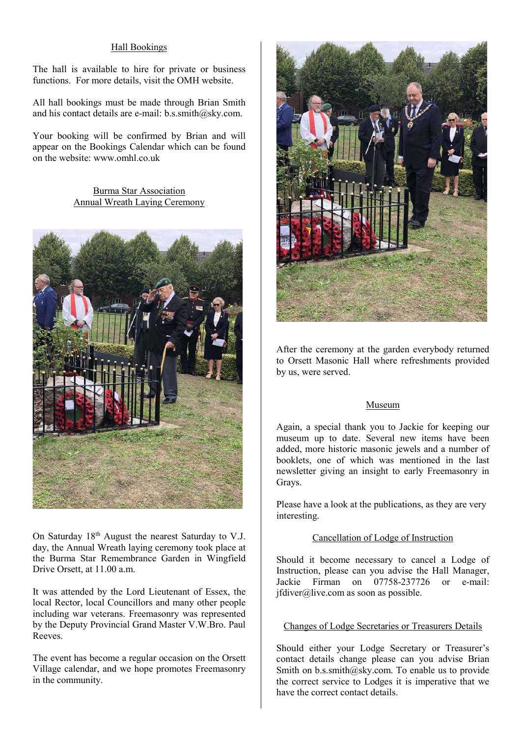## Hall Bookings

The hall is available to hire for private or business functions. For more details, visit the OMH website.

All hall bookings must be made through Brian Smith and his contact details are e-mail: b.s.smith@sky.com.

Your booking will be confirmed by Brian and will appear on the Bookings Calendar which can be found on the website: www.omhl.co.uk

## Burma Star Association Annual Wreath Laying Ceremony

On Saturday 18th August the nearest Saturday to V.J. day, the Annual Wreath laying ceremony took place at the Burma Star Remembrance Garden in Wingfield Drive Orsett, at 11.00 a.m.

It was attended by the Lord Lieutenant of Essex, the local Rector, local Councillors and many other people including war veterans. Freemasonry was represented by the Deputy Provincial Grand Master V.W.Bro. Paul Reeves.

The event has become a regular occasion on the Orsett Village calendar, and we hope promotes Freemasonry in the community.

After the ceremony at the garden everybody returned to Orsett Masonic Hall where refreshments provided by us, were served.

## Museum

Again, a special thank you to Jackie for keeping our museum up to date. Several new items have been added, more historic masonic jewels and a number of booklets, one of which was mentioned in the last newsletter giving an insight to early Freemasonry in Grays.

Please have a look at the publications, as they are very interesting.

## Cancellation of Lodge of Instruction

Should it become necessary to cancel a Lodge of Instruction, please can you advise the Hall Manager, Jackie Firman on 07758-237726 or e-mail: jfdiver@live.com as soon as possible.

## Changes of Lodge Secretaries or Treasurers Details

Should either your Lodge Secretary or Treasurer's contact details change please can you advise Brian Smith on b.s.smith@sky.com. To enable us to provide the correct service to Lodges it is imperative that we have the correct contact details.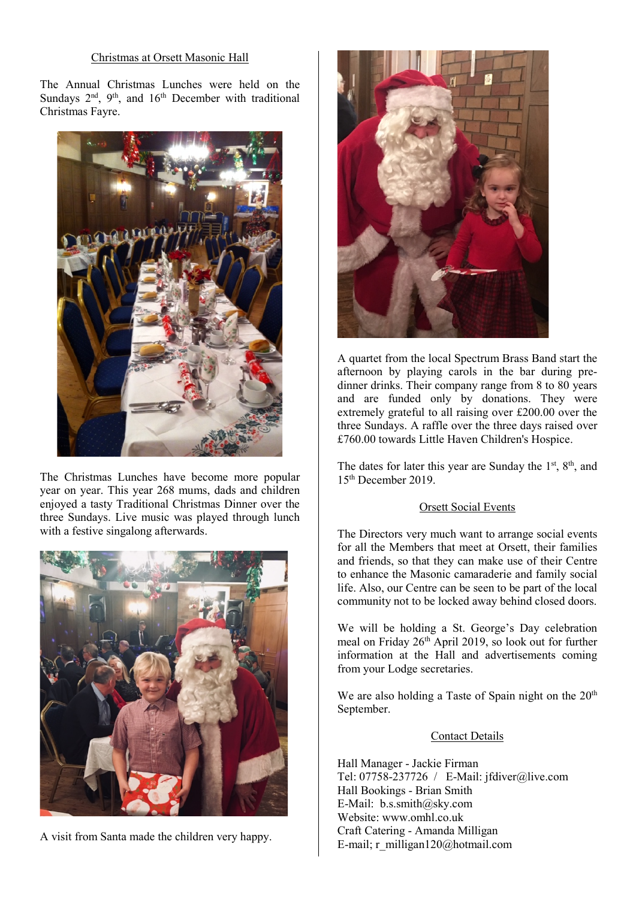## Christmas at Orsett Masonic Hall

The Annual Christmas Lunches were held on the Sundays 2nd, 9th, and 16th December with traditional Christmas Fayre.

The Christmas Lunches have become more popular year on year. This year 268 mums, dads and children enjoyed a tasty Traditional Christmas Dinner over the three Sundays. Live music was played through lunch with a festive singalong afterwards.

A visit from Santa made the children very happy.

A quartet from the local Spectrum Brass Band start the afternoon by playing carols in the bar during pre-dinner drinks. Their company range from 8 to 80 years and are funded only by donations. They were extremely grateful to all raising over £200.00 over the three Sundays. A raffle over the three days raised over £760.00 towards Little Haven Children's Hospice.

The dates for later this year are Sunday the 1st, 8th, and 15th December 2019.

## Orsett Social Events

The Directors very much want to arrange social events for all the Members that meet at Orsett, their families and friends, so that they can make use of their Centre to enhance the Masonic camaraderie and family social life. Also, our Centre can be seen to be part of the local community not to be locked away behind closed doors.

We will be holding a St. George's Day celebration meal on Friday 26th April 2019, so look out for further information at the Hall and advertisements coming from your Lodge secretaries.

We are also holding a Taste of Spain night on the 20th September.

## Contact Details

Hall Manager - Jackie Firman
Tel: 07758-237726 / E-Mail: jfdiver@live.com
Hall Bookings - Brian Smith
E-Mail: b.s.smith@sky.com
Website: www.omhl.co.uk
Craft Catering - Amanda Milligan
E-mail; r_milligan120@hotmail.com